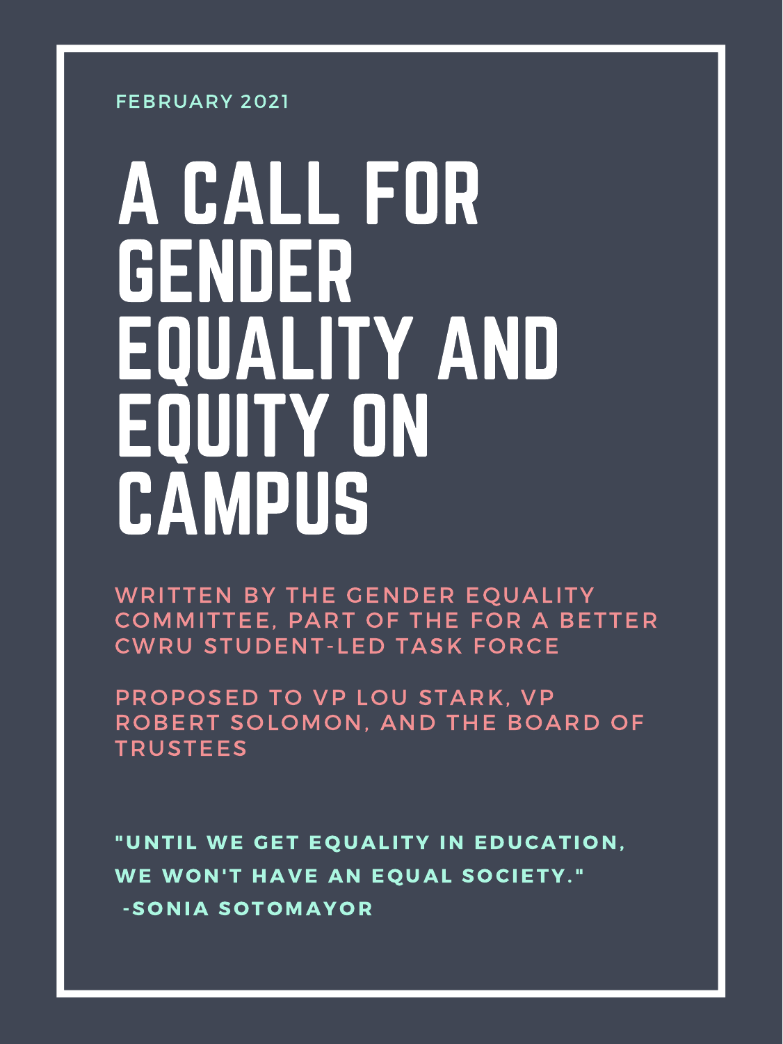FEBRUARY 2021

# A CALL FOR GENDER EQUALITY AND EQUITY ON CAMPUS

WRITTEN BY THE GENDER EQUALITY COMMITTEE, PART OF THE FOR A BETTER CWRU STUDENT-LED TASK FORCE

PROPOSED TO VP LOU STARK, VP ROBERT SOLOMON, AND THE BOARD OF TRUSTEES

**"UNTIL WE GET EQUALITY IN EDUCATION, WE WON'T HAVE AN EQUAL SOCIETY."**
**-SONIA SOTOMAYOR**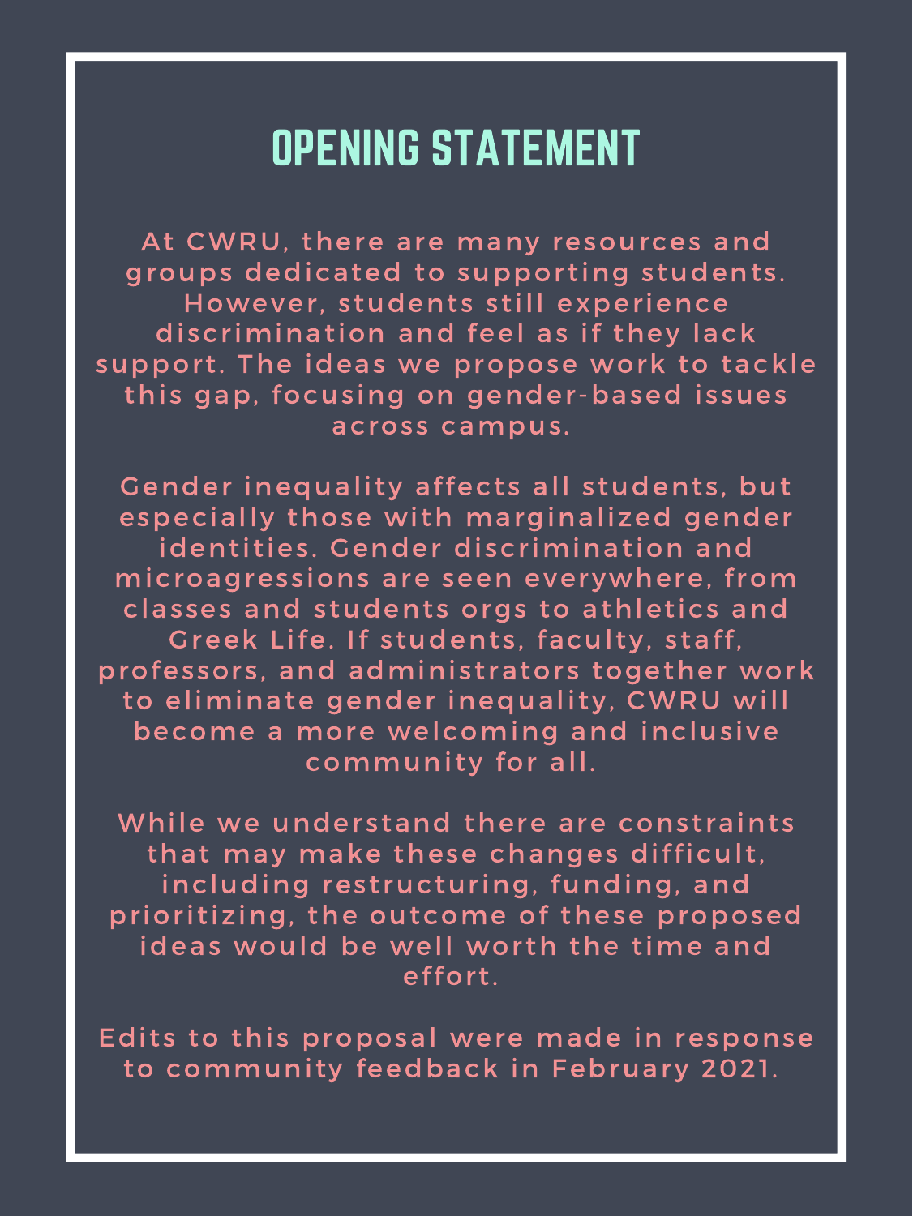# OPENING STATEMENT

At CWRU, there are many resources and groups dedicated to supporting students. However, students still experience discrimination and feel as if they lack support. The ideas we propose work to tackle this gap, focusing on gender-based issues across campus.

Gender inequality affects all students, but especially those with marginalized gender identities. Gender discrimination and microagressions are seen everywhere, from classes and students orgs to athletics and Greek Life. If students, faculty, staff, professors, and administrators together work to eliminate gender inequality, CWRU will become a more welcoming and inclusive community for all.

While we understand there are constraints that may make these changes difficult, including restructuring, funding, and prioritizing, the outcome of these proposed ideas would be well worth the time and effort.

Edits to this proposal were made in response to community feedback in February 2021.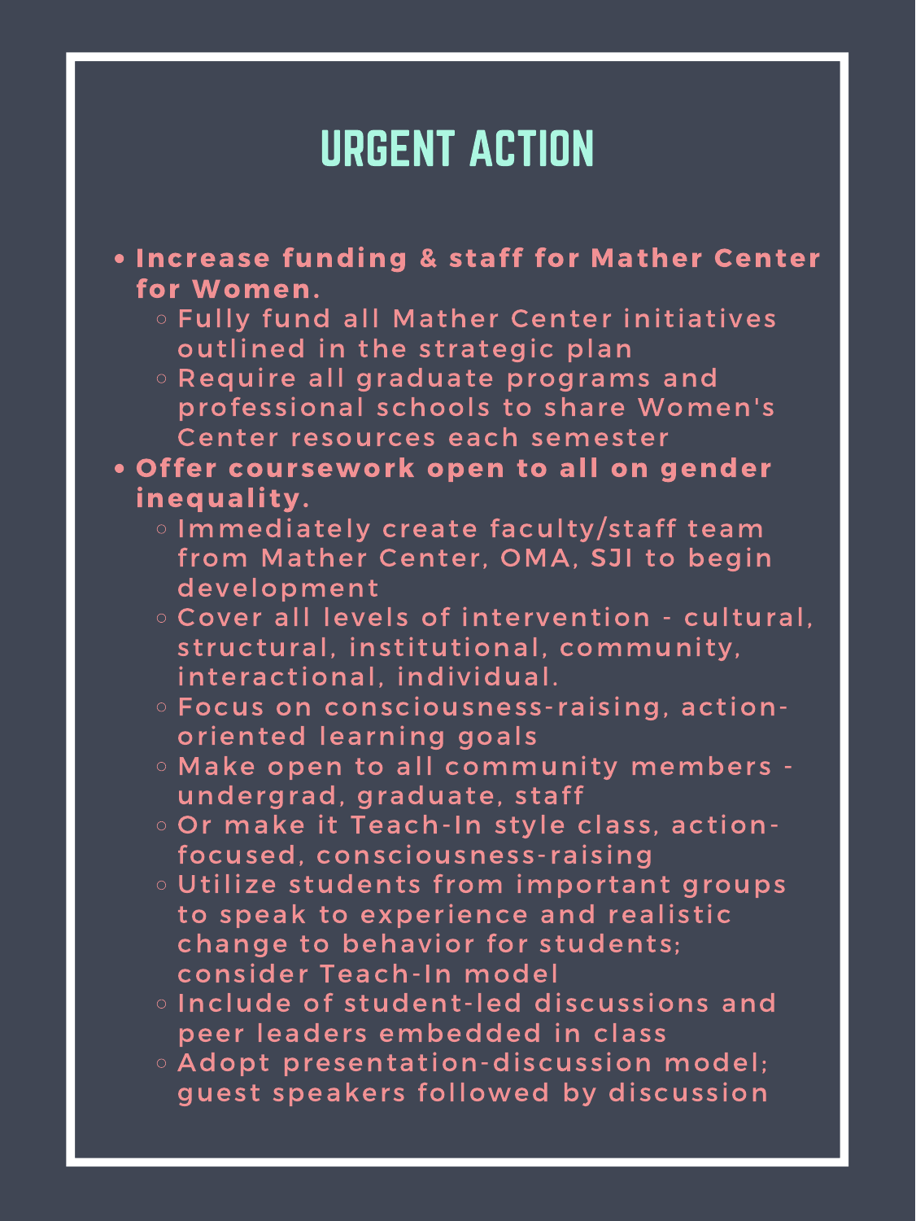# URGENT ACTION

- **Increase funding & staff for Mather Center for Women.**
  - Fully fund all Mather Center initiatives outlined in the strategic plan
  - Require all graduate programs and professional schools to share Women's Center resources each semester
- **Offer coursework open to all on gender inequality.**
  - Immediately create faculty/staff team from Mather Center, OMA, SJI to begin development
  - Cover all levels of intervention - cultural, structural, institutional, community, interactional, individual.
  - Focus on consciousness-raising, action-oriented learning goals
  - Make open to all community members - undergrad, graduate, staff
  - Or make it Teach-In style class, action-focused, consciousness-raising
  - Utilize students from important groups to speak to experience and realistic change to behavior for students; consider Teach-In model
  - Include of student-led discussions and peer leaders embedded in class
  - Adopt presentation-discussion model; guest speakers followed by discussion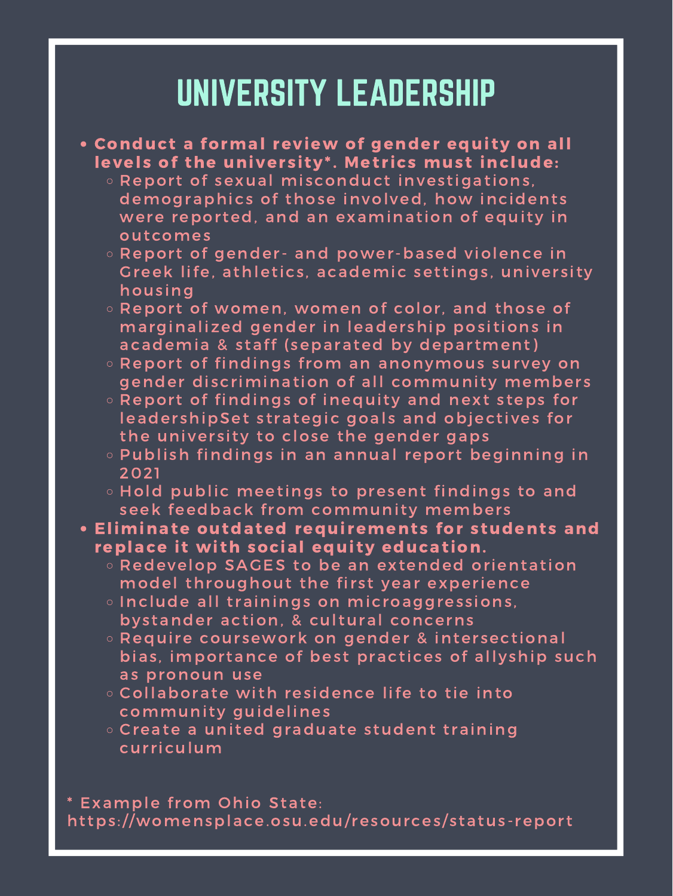# UNIVERSITY LEADERSHIP

- **Conduct a formal review of gender equity on all levels of the university*. Metrics must include:**
  - Report of sexual misconduct investigations, demographics of those involved, how incidents were reported, and an examination of equity in outcomes
  - Report of gender- and power-based violence in Greek life, athletics, academic settings, university housing
  - Report of women, women of color, and those of marginalized gender in leadership positions in academia & staff (separated by department)
  - Report of findings from an anonymous survey on gender discrimination of all community members
  - Report of findings of inequity and next steps for leadershipSet strategic goals and objectives for the university to close the gender gaps
  - Publish findings in an annual report beginning in 2021
  - Hold public meetings to present findings to and seek feedback from community members
- **Eliminate outdated requirements for students and replace it with social equity education.**
  - Redevelop SAGES to be an extended orientation model throughout the first year experience
  - Include all trainings on microaggressions, bystander action, & cultural concerns
  - Require coursework on gender & intersectional bias, importance of best practices of allyship such as pronoun use
  - Collaborate with residence life to tie into community guidelines
  - Create a united graduate student training curriculum

* Example from Ohio State: https://womensplace.osu.edu/resources/status-report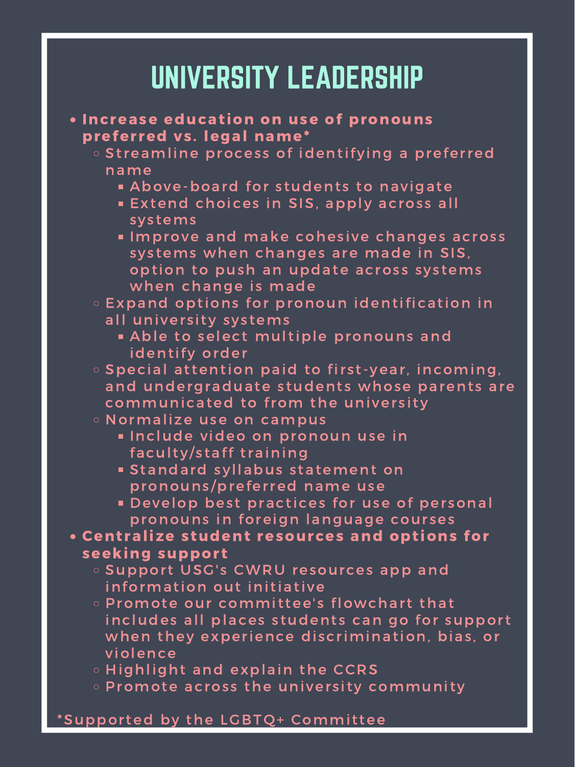# UNIVERSITY LEADERSHIP

- **Increase education on use of pronouns preferred vs. legal name***
  - Streamline process of identifying a preferred name
    - Above-board for students to navigate
    - Extend choices in SIS, apply across all systems
    - Improve and make cohesive changes across systems when changes are made in SIS, option to push an update across systems when change is made
  - Expand options for pronoun identification in all university systems
    - Able to select multiple pronouns and identify order
  - Special attention paid to first-year, incoming, and undergraduate students whose parents are communicated to from the university
  - Normalize use on campus
    - Include video on pronoun use in faculty/staff training
    - Standard syllabus statement on pronouns/preferred name use
    - Develop best practices for use of personal pronouns in foreign language courses
- **Centralize student resources and options for seeking support**
  - Support USG's CWRU resources app and information out initiative
  - Promote our committee's flowchart that includes all places students can go for support when they experience discrimination, bias, or violence
  - Highlight and explain the CCRS
  - Promote across the university community

*Supported by the LGBTQ+ Committee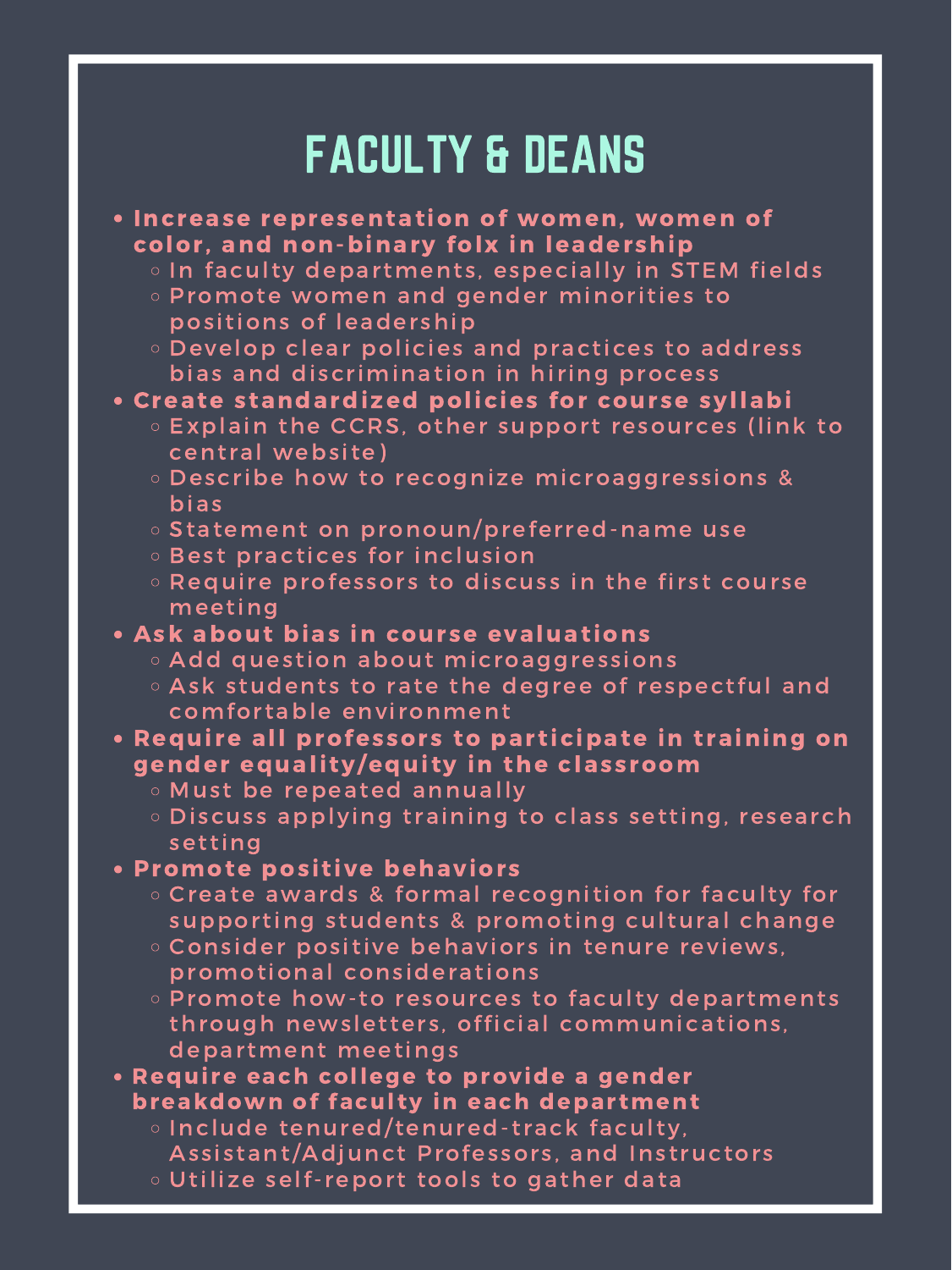# FACULTY & DEANS

- **Increase representation of women, women of color, and non-binary folx in leadership**
  - In faculty departments, especially in STEM fields
  - Promote women and gender minorities to positions of leadership
  - Develop clear policies and practices to address bias and discrimination in hiring process
- **Create standardized policies for course syllabi**
  - Explain the CCRS, other support resources (link to central website)
  - Describe how to recognize microaggressions & bias
  - Statement on pronoun/preferred-name use
  - Best practices for inclusion
  - Require professors to discuss in the first course meeting
- **Ask about bias in course evaluations**
  - Add question about microaggressions
  - Ask students to rate the degree of respectful and comfortable environment
- **Require all professors to participate in training on gender equality/equity in the classroom**
  - Must be repeated annually
  - Discuss applying training to class setting, research setting
- **Promote positive behaviors**
  - Create awards & formal recognition for faculty for supporting students & promoting cultural change
  - Consider positive behaviors in tenure reviews, promotional considerations
  - Promote how-to resources to faculty departments through newsletters, official communications, department meetings
- **Require each college to provide a gender breakdown of faculty in each department**
  - Include tenured/tenured-track faculty, Assistant/Adjunct Professors, and Instructors
  - Utilize self-report tools to gather data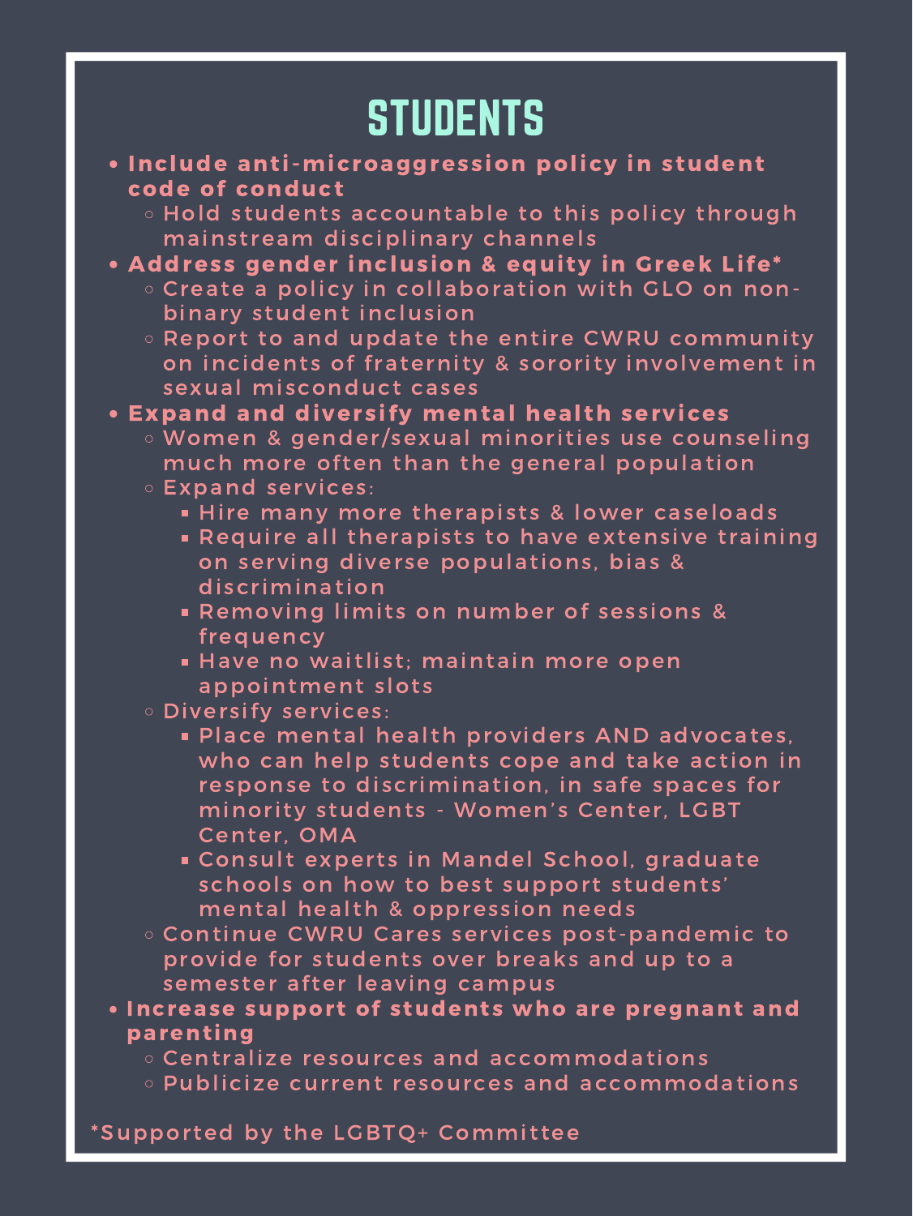# STUDENTS

- **Include anti-microaggression policy in student code of conduct**
  - Hold students accountable to this policy through mainstream disciplinary channels
- **Address gender inclusion & equity in Greek Life***
  - Create a policy in collaboration with GLO on non-binary student inclusion
  - Report to and update the entire CWRU community on incidents of fraternity & sorority involvement in sexual misconduct cases
- **Expand and diversify mental health services**
  - Women & gender/sexual minorities use counseling much more often than the general population
  - Expand services:
    - Hire many more therapists & lower caseloads
    - Require all therapists to have extensive training on serving diverse populations, bias & discrimination
    - Removing limits on number of sessions & frequency
    - Have no waitlist; maintain more open appointment slots
  - Diversify services:
    - Place mental health providers AND advocates, who can help students cope and take action in response to discrimination, in safe spaces for minority students - Women's Center, LGBT Center, OMA
    - Consult experts in Mandel School, graduate schools on how to best support students' mental health & oppression needs
  - Continue CWRU Cares services post-pandemic to provide for students over breaks and up to a semester after leaving campus
- **Increase support of students who are pregnant and parenting**
  - Centralize resources and accommodations
  - Publicize current resources and accommodations

*Supported by the LGBTQ+ Committee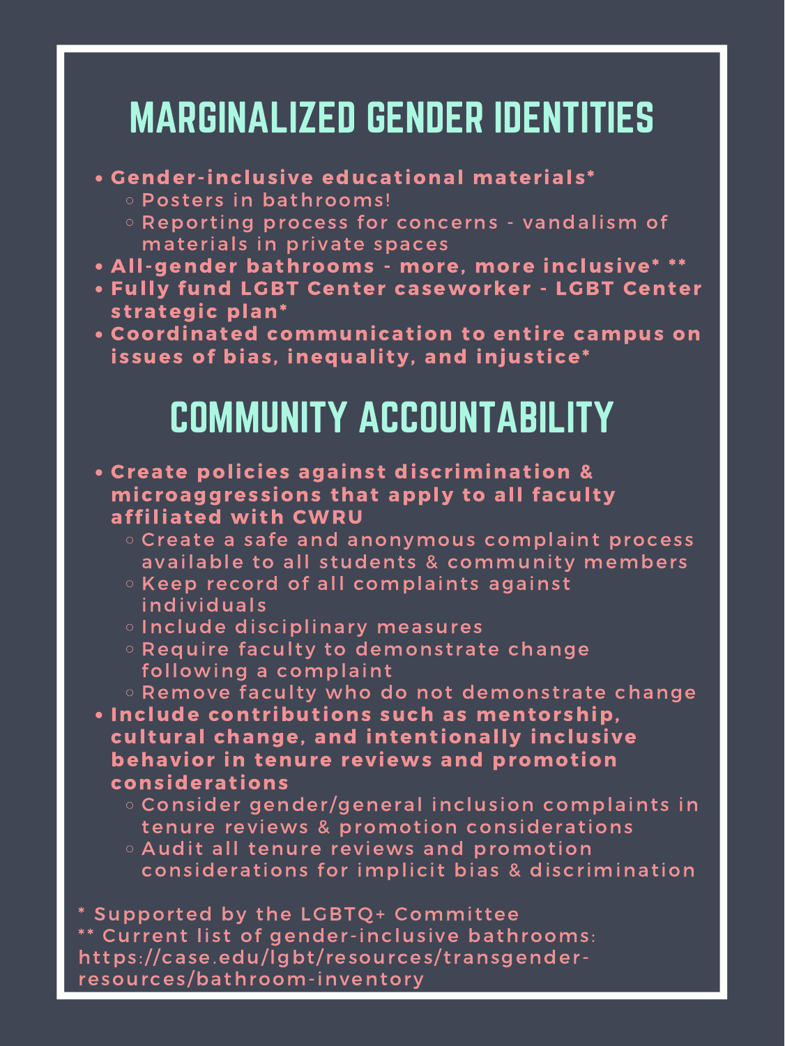## MARGINALIZED GENDER IDENTITIES

- **Gender-inclusive educational materials***
  - Posters in bathrooms!
  - Reporting process for concerns - vandalism of materials in private spaces
- **All-gender bathrooms - more, more inclusive* ****
- **Fully fund LGBT Center caseworker - LGBT Center strategic plan***
- **Coordinated communication to entire campus on issues of bias, inequality, and injustice***

## COMMUNITY ACCOUNTABILITY

- **Create policies against discrimination & microaggressions that apply to all faculty affiliated with CWRU**
  - Create a safe and anonymous complaint process available to all students & community members
  - Keep record of all complaints against individuals
  - Include disciplinary measures
  - Require faculty to demonstrate change following a complaint
  - Remove faculty who do not demonstrate change
- **Include contributions such as mentorship, cultural change, and intentionally inclusive behavior in tenure reviews and promotion considerations**
  - Consider gender/general inclusion complaints in tenure reviews & promotion considerations
  - Audit all tenure reviews and promotion considerations for implicit bias & discrimination

\* Supported by the LGBTQ+ Committee
\*\* Current list of gender-inclusive bathrooms: https://case.edu/lgbt/resources/transgender-resources/bathroom-inventory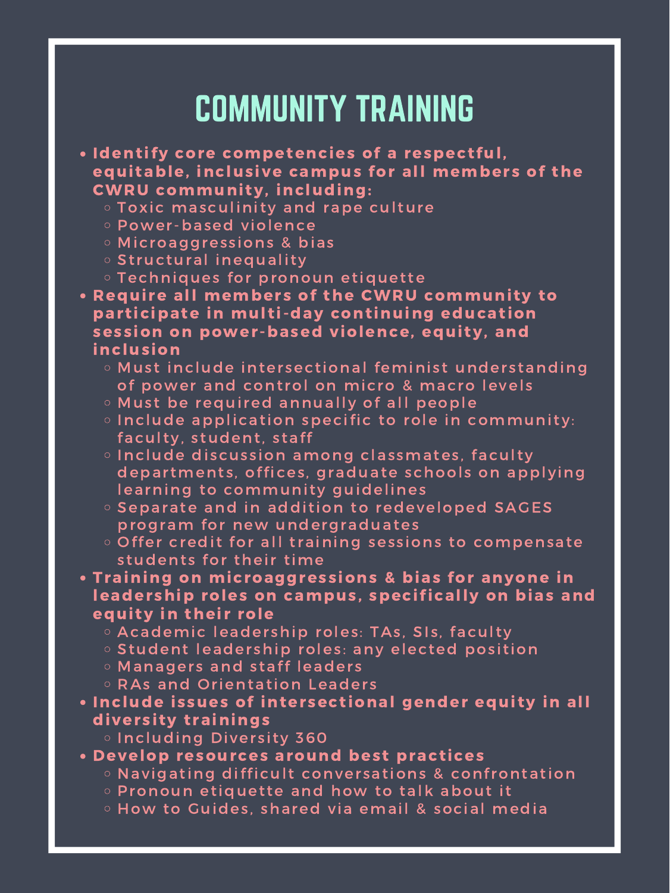# COMMUNITY TRAINING

- **Identify core competencies of a respectful, equitable, inclusive campus for all members of the CWRU community, including:**
  - Toxic masculinity and rape culture
  - Power-based violence
  - Microaggressions & bias
  - Structural inequality
  - Techniques for pronoun etiquette
- **Require all members of the CWRU community to participate in multi-day continuing education session on power-based violence, equity, and inclusion**
  - Must include intersectional feminist understanding of power and control on micro & macro levels
  - Must be required annually of all people
  - Include application specific to role in community: faculty, student, staff
  - Include discussion among classmates, faculty departments, offices, graduate schools on applying learning to community guidelines
  - Separate and in addition to redeveloped SAGES program for new undergraduates
  - Offer credit for all training sessions to compensate students for their time
- **Training on microaggressions & bias for anyone in leadership roles on campus, specifically on bias and equity in their role**
  - Academic leadership roles: TAs, SIs, faculty
  - Student leadership roles: any elected position
  - Managers and staff leaders
  - RAs and Orientation Leaders
- **Include issues of intersectional gender equity in all diversity trainings**
  - Including Diversity 360
- **Develop resources around best practices**
  - Navigating difficult conversations & confrontation
  - Pronoun etiquette and how to talk about it
  - How to Guides, shared via email & social media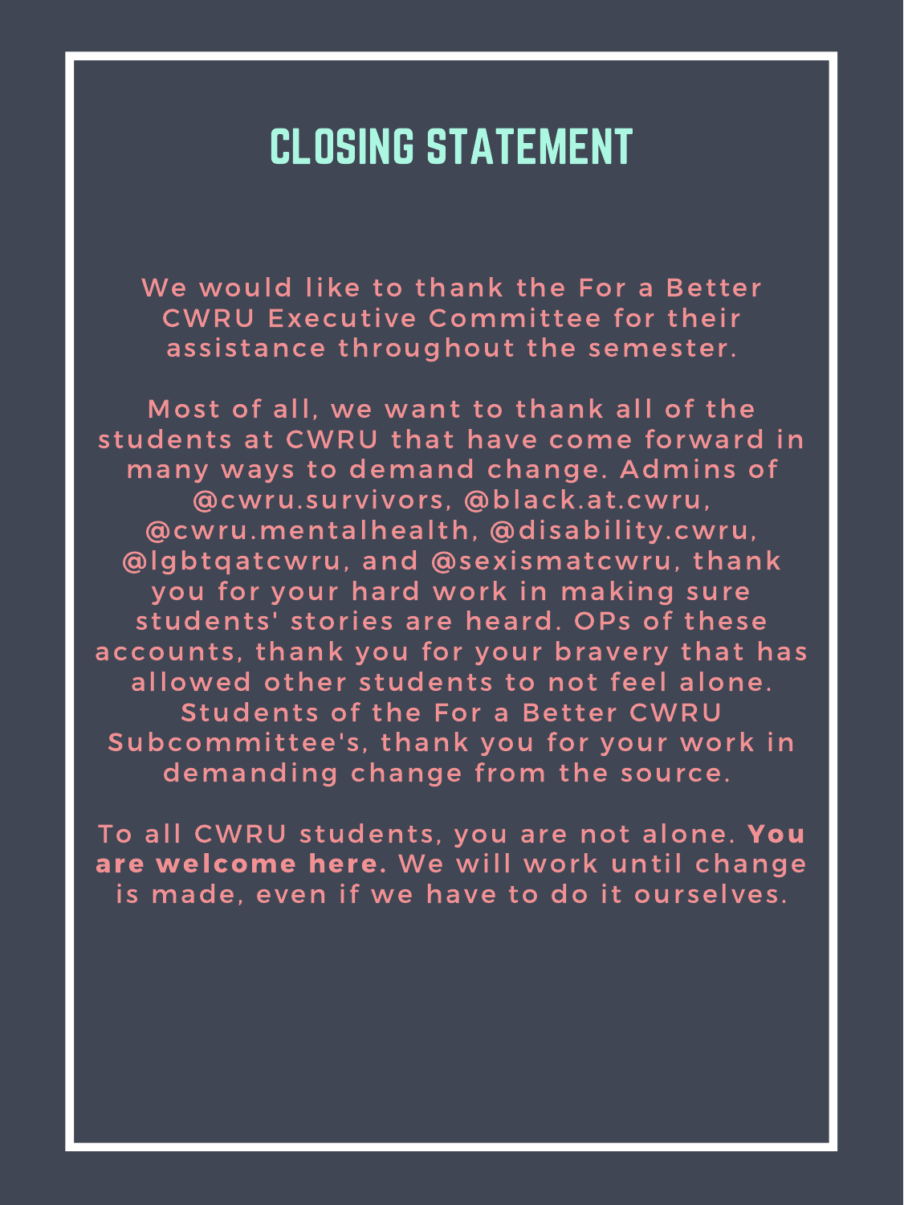# CLOSING STATEMENT

We would like to thank the For a Better CWRU Executive Committee for their assistance throughout the semester.

Most of all, we want to thank all of the students at CWRU that have come forward in many ways to demand change. Admins of @cwru.survivors, @black.at.cwru, @cwru.mentalhealth, @disability.cwru, @lgbtqatcwru, and @sexismatcwru, thank you for your hard work in making sure students' stories are heard. OPs of these accounts, thank you for your bravery that has allowed other students to not feel alone. Students of the For a Better CWRU Subcommittee's, thank you for your work in demanding change from the source.

To all CWRU students, you are not alone. **You are welcome here.** We will work until change is made, even if we have to do it ourselves.